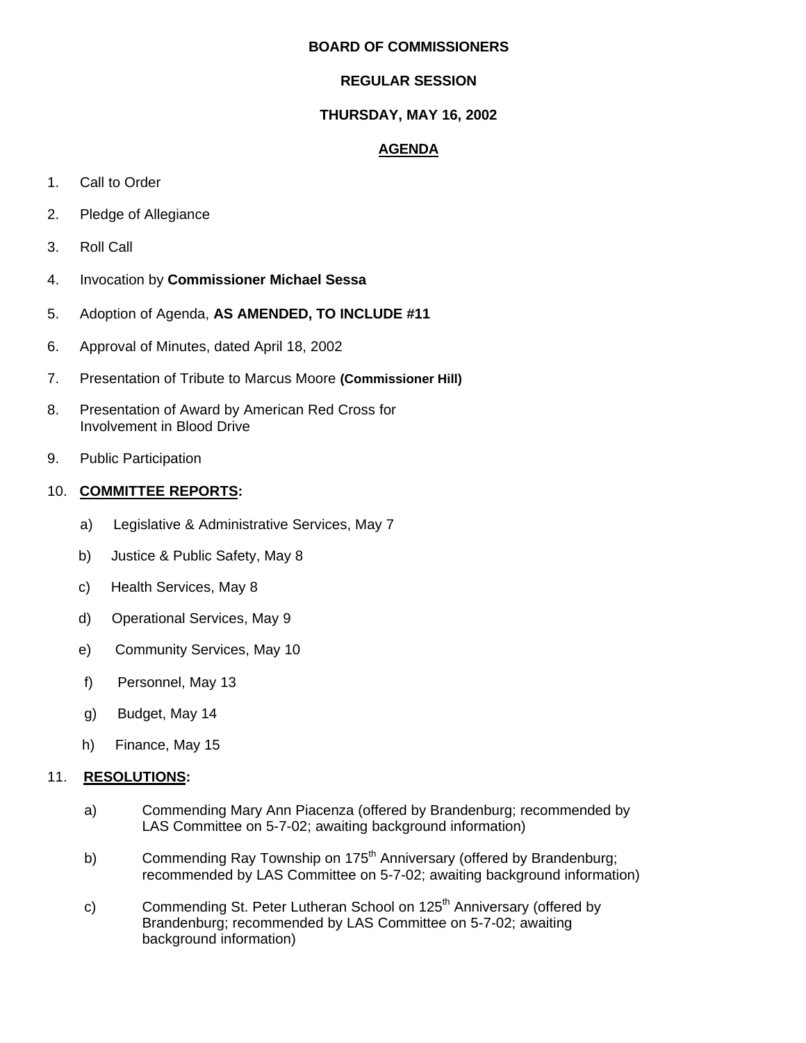# BOARD OF COMMISSIONERS

## REGULAR SESSION

## THURSDAY, MAY 16, 2002

## AGENDA

1. Call to Order
2. Pledge of Allegiance
3. Roll Call
4. Invocation by **Commissioner Michael Sessa**
5. Adoption of Agenda, **AS AMENDED, TO INCLUDE #11**
6. Approval of Minutes, dated April 18, 2002
7. Presentation of Tribute to Marcus Moore **(Commissioner Hill)**
8. Presentation of Award by American Red Cross for Involvement in Blood Drive
9. Public Participation
10. **COMMITTEE REPORTS:**
    - a) Legislative & Administrative Services, May 7
    - b) Justice & Public Safety, May 8
    - c) Health Services, May 8
    - d) Operational Services, May 9
    - e) Community Services, May 10
    - f) Personnel, May 13
    - g) Budget, May 14
    - h) Finance, May 15
11. **RESOLUTIONS:**
    - a) Commending Mary Ann Piacenza (offered by Brandenburg; recommended by LAS Committee on 5-7-02; awaiting background information)
    - b) Commending Ray Township on 175th Anniversary (offered by Brandenburg; recommended by LAS Committee on 5-7-02; awaiting background information)
    - c) Commending St. Peter Lutheran School on 125th Anniversary (offered by Brandenburg; recommended by LAS Committee on 5-7-02; awaiting background information)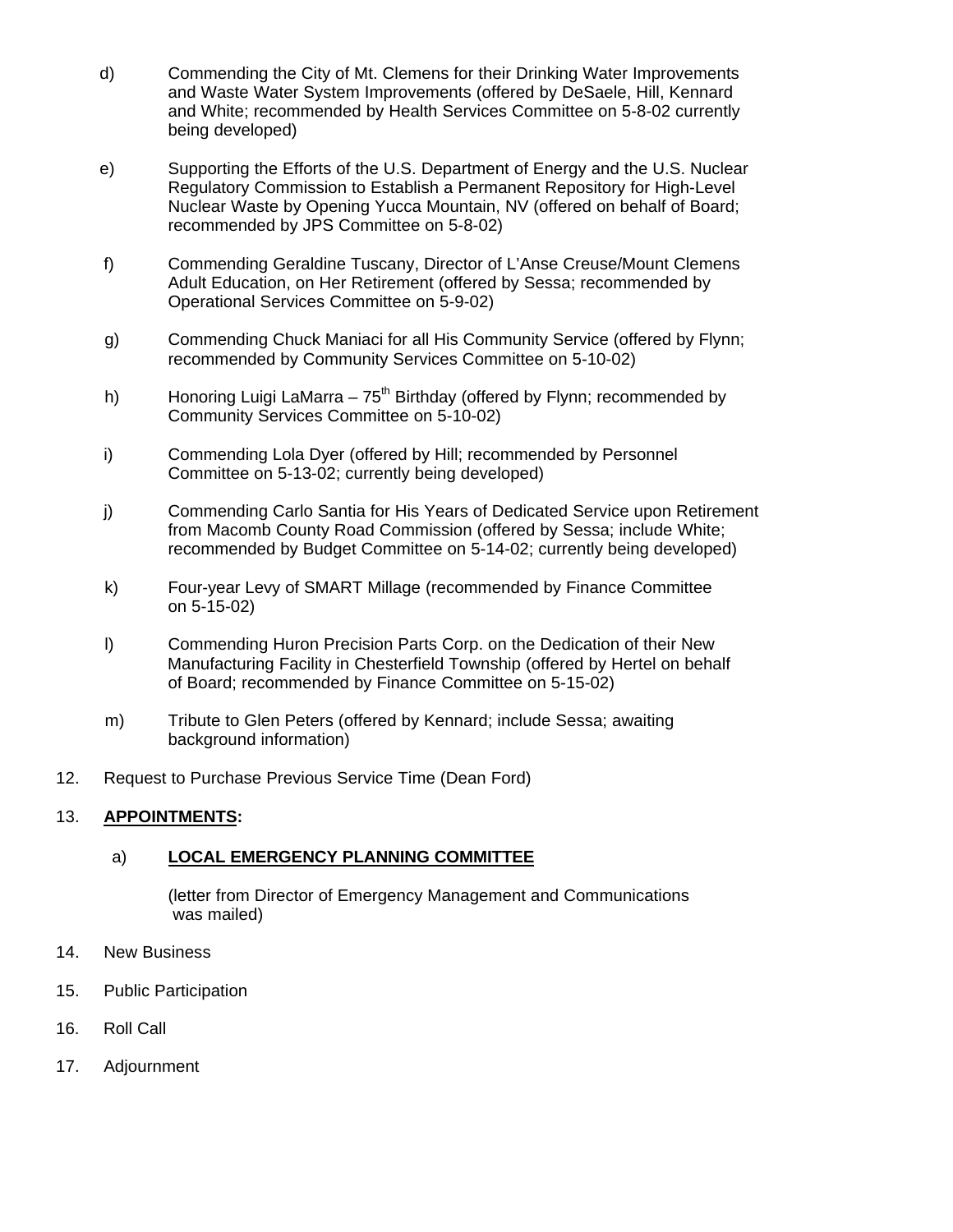d) Commending the City of Mt. Clemens for their Drinking Water Improvements and Waste Water System Improvements (offered by DeSaele, Hill, Kennard and White; recommended by Health Services Committee on 5-8-02 currently being developed)

e) Supporting the Efforts of the U.S. Department of Energy and the U.S. Nuclear Regulatory Commission to Establish a Permanent Repository for High-Level Nuclear Waste by Opening Yucca Mountain, NV (offered on behalf of Board; recommended by JPS Committee on 5-8-02)

f) Commending Geraldine Tuscany, Director of L'Anse Creuse/Mount Clemens Adult Education, on Her Retirement (offered by Sessa; recommended by Operational Services Committee on 5-9-02)

g) Commending Chuck Maniaci for all His Community Service (offered by Flynn; recommended by Community Services Committee on 5-10-02)

h) Honoring Luigi LaMarra – 75th Birthday (offered by Flynn; recommended by Community Services Committee on 5-10-02)

i) Commending Lola Dyer (offered by Hill; recommended by Personnel Committee on 5-13-02; currently being developed)

j) Commending Carlo Santia for His Years of Dedicated Service upon Retirement from Macomb County Road Commission (offered by Sessa; include White; recommended by Budget Committee on 5-14-02; currently being developed)

k) Four-year Levy of SMART Millage (recommended by Finance Committee on 5-15-02)

l) Commending Huron Precision Parts Corp. on the Dedication of their New Manufacturing Facility in Chesterfield Township (offered by Hertel on behalf of Board; recommended by Finance Committee on 5-15-02)

m) Tribute to Glen Peters (offered by Kennard; include Sessa; awaiting background information)

12. Request to Purchase Previous Service Time (Dean Ford)

13. **APPOINTMENTS:**

    a) **LOCAL EMERGENCY PLANNING COMMITTEE**

    (letter from Director of Emergency Management and Communications was mailed)

14. New Business

15. Public Participation

16. Roll Call

17. Adjournment